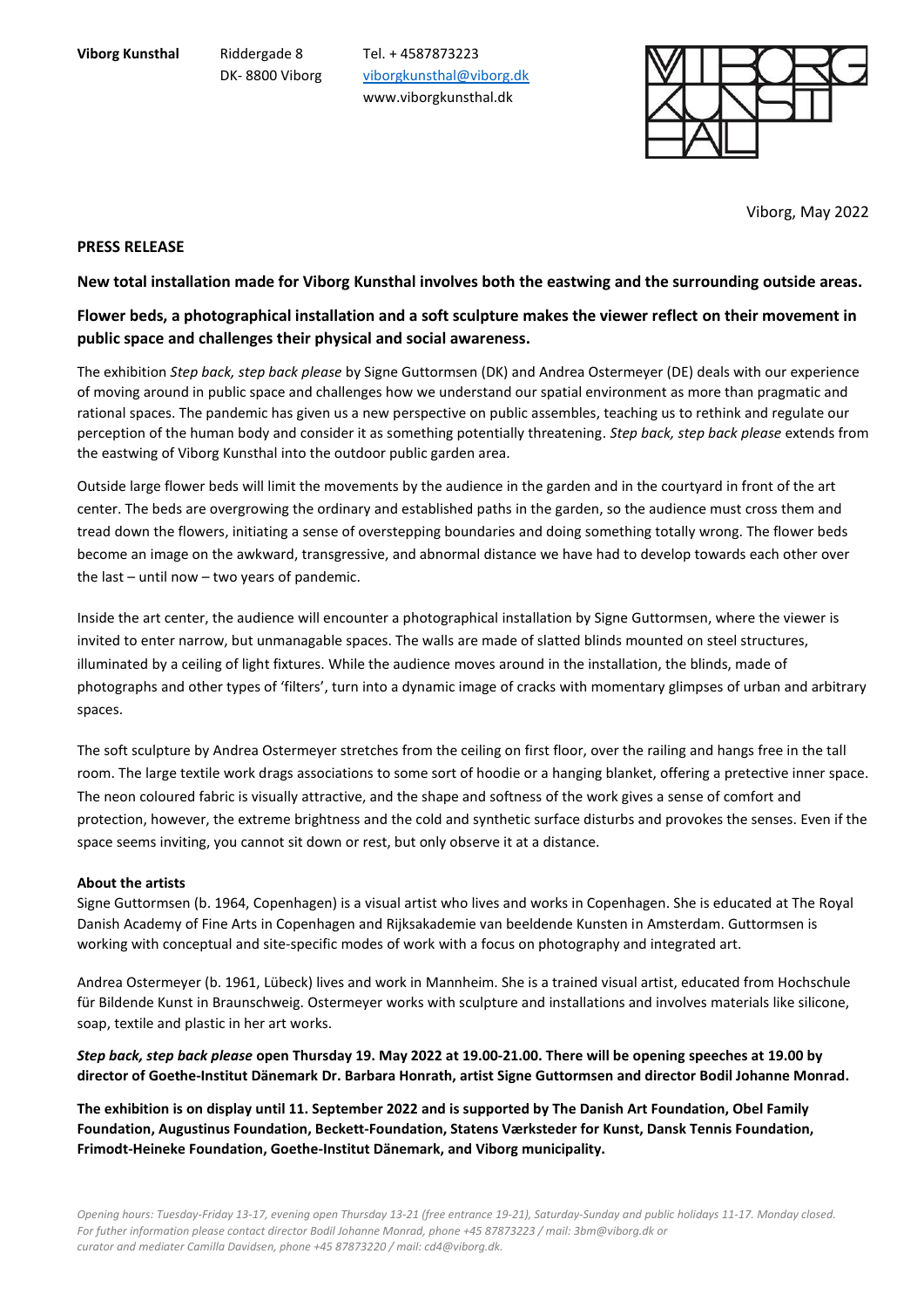**Viborg Kunsthal** Riddergade 8 Tel. + 4587873223
DK- 8800 Viborg viborgkunsthal@viborg.dk
www.viborgkunsthal.dk

Viborg, May 2022

**PRESS RELEASE**

**New total installation made for Viborg Kunsthal involves both the eastwing and the surrounding outside areas.**

**Flower beds, a photographical installation and a soft sculpture makes the viewer reflect on their movement in public space and challenges their physical and social awareness.**

The exhibition *Step back, step back please* by Signe Guttormsen (DK) and Andrea Ostermeyer (DE) deals with our experience of moving around in public space and challenges how we understand our spatial environment as more than pragmatic and rational spaces. The pandemic has given us a new perspective on public assembles, teaching us to rethink and regulate our perception of the human body and consider it as something potentially threatening. *Step back, step back please* extends from the eastwing of Viborg Kunsthal into the outdoor public garden area.

Outside large flower beds will limit the movements by the audience in the garden and in the courtyard in front of the art center. The beds are overgrowing the ordinary and established paths in the garden, so the audience must cross them and tread down the flowers, initiating a sense of overstepping boundaries and doing something totally wrong. The flower beds become an image on the awkward, transgressive, and abnormal distance we have had to develop towards each other over the last – until now – two years of pandemic.

Inside the art center, the audience will encounter a photographical installation by Signe Guttormsen, where the viewer is invited to enter narrow, but unmanagable spaces. The walls are made of slatted blinds mounted on steel structures, illuminated by a ceiling of light fixtures. While the audience moves around in the installation, the blinds, made of photographs and other types of 'filters', turn into a dynamic image of cracks with momentary glimpses of urban and arbitrary spaces.

The soft sculpture by Andrea Ostermeyer stretches from the ceiling on first floor, over the railing and hangs free in the tall room. The large textile work drags associations to some sort of hoodie or a hanging blanket, offering a pretective inner space. The neon coloured fabric is visually attractive, and the shape and softness of the work gives a sense of comfort and protection, however, the extreme brightness and the cold and synthetic surface disturbs and provokes the senses. Even if the space seems inviting, you cannot sit down or rest, but only observe it at a distance.

**About the artists**

Signe Guttormsen (b. 1964, Copenhagen) is a visual artist who lives and works in Copenhagen. She is educated at The Royal Danish Academy of Fine Arts in Copenhagen and Rijksakademie van beeldende Kunsten in Amsterdam. Guttormsen is working with conceptual and site-specific modes of work with a focus on photography and integrated art.

Andrea Ostermeyer (b. 1961, Lübeck) lives and work in Mannheim. She is a trained visual artist, educated from Hochschule für Bildende Kunst in Braunschweig. Ostermeyer works with sculpture and installations and involves materials like silicone, soap, textile and plastic in her art works.

***Step back, step back please* open Thursday 19. May 2022 at 19.00-21.00. There will be opening speeches at 19.00 by director of Goethe-Institut Dänemark Dr. Barbara Honrath, artist Signe Guttormsen and director Bodil Johanne Monrad.**

**The exhibition is on display until 11. September 2022 and is supported by The Danish Art Foundation, Obel Family Foundation, Augustinus Foundation, Beckett-Foundation, Statens Værksteder for Kunst, Dansk Tennis Foundation, Frimodt-Heineke Foundation, Goethe-Institut Dänemark, and Viborg municipality.**

*Opening hours: Tuesday-Friday 13-17, evening open Thursday 13-21 (free entrance 19-21), Saturday-Sunday and public holidays 11-17. Monday closed.*
*For futher information please contact director Bodil Johanne Monrad, phone +45 87873223 / mail: 3bm@viborg.dk or*
*curator and mediater Camilla Davidsen, phone +45 87873220 / mail: cd4@viborg.dk.*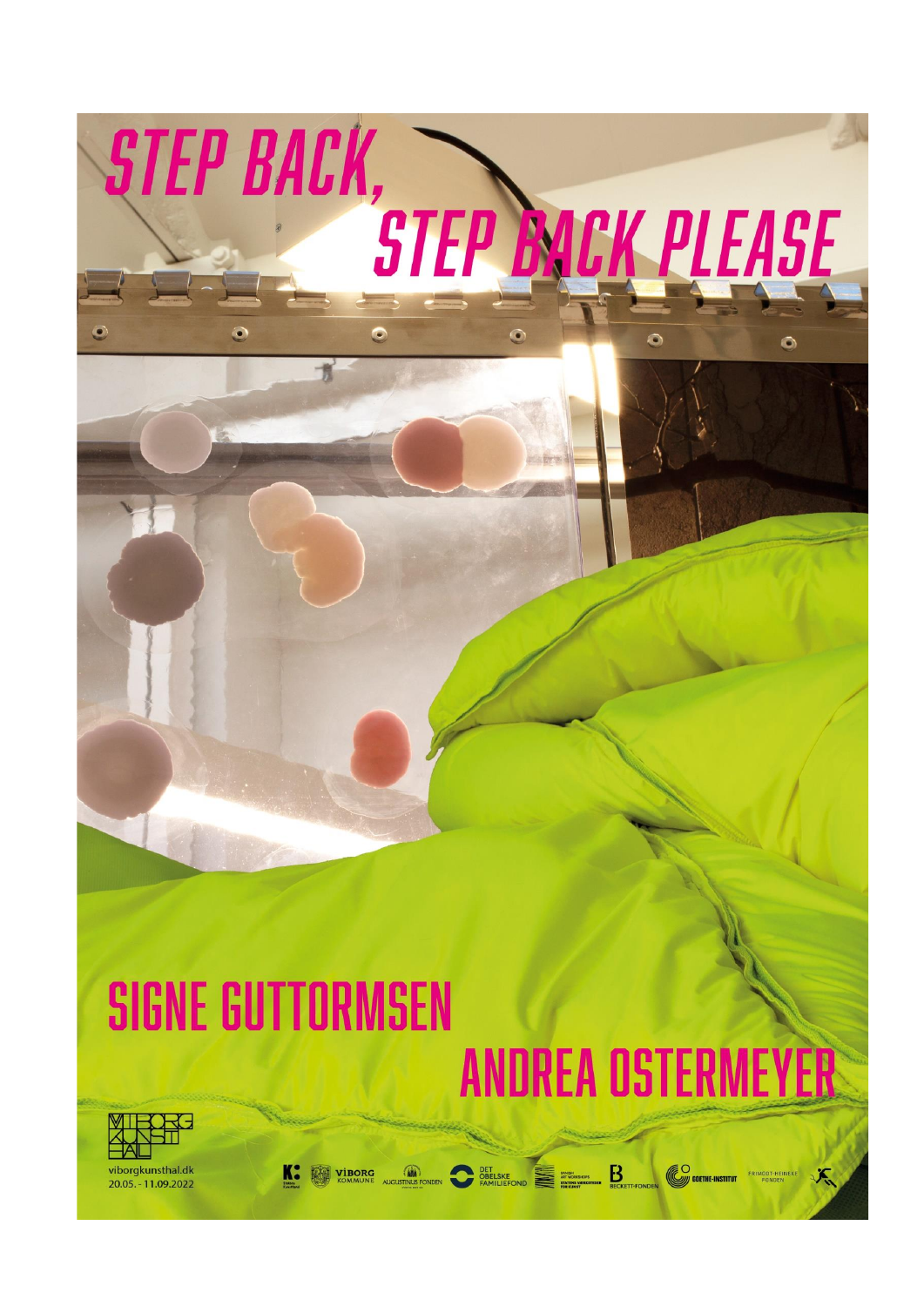# STEP BACK, STEP BACK PLEASE

## SIGNE GUTTORMSEN

## ANDREA OSTERMEYER

VIBORG KUNSTHAL

viborgkunsthal.dk
20.05. - 11.09.2022

Statens Kunstfond · VIBORG KOMMUNE · AUGUSTINUS FONDEN · DET OBELSKE FAMILIEFOND · DANSK ART WORKSHOPS · BECKETT-FONDEN · GOETHE-INSTITUT · KNUD HØJGAARDS FOND · FRIMODT-HEINEKE FONDEN